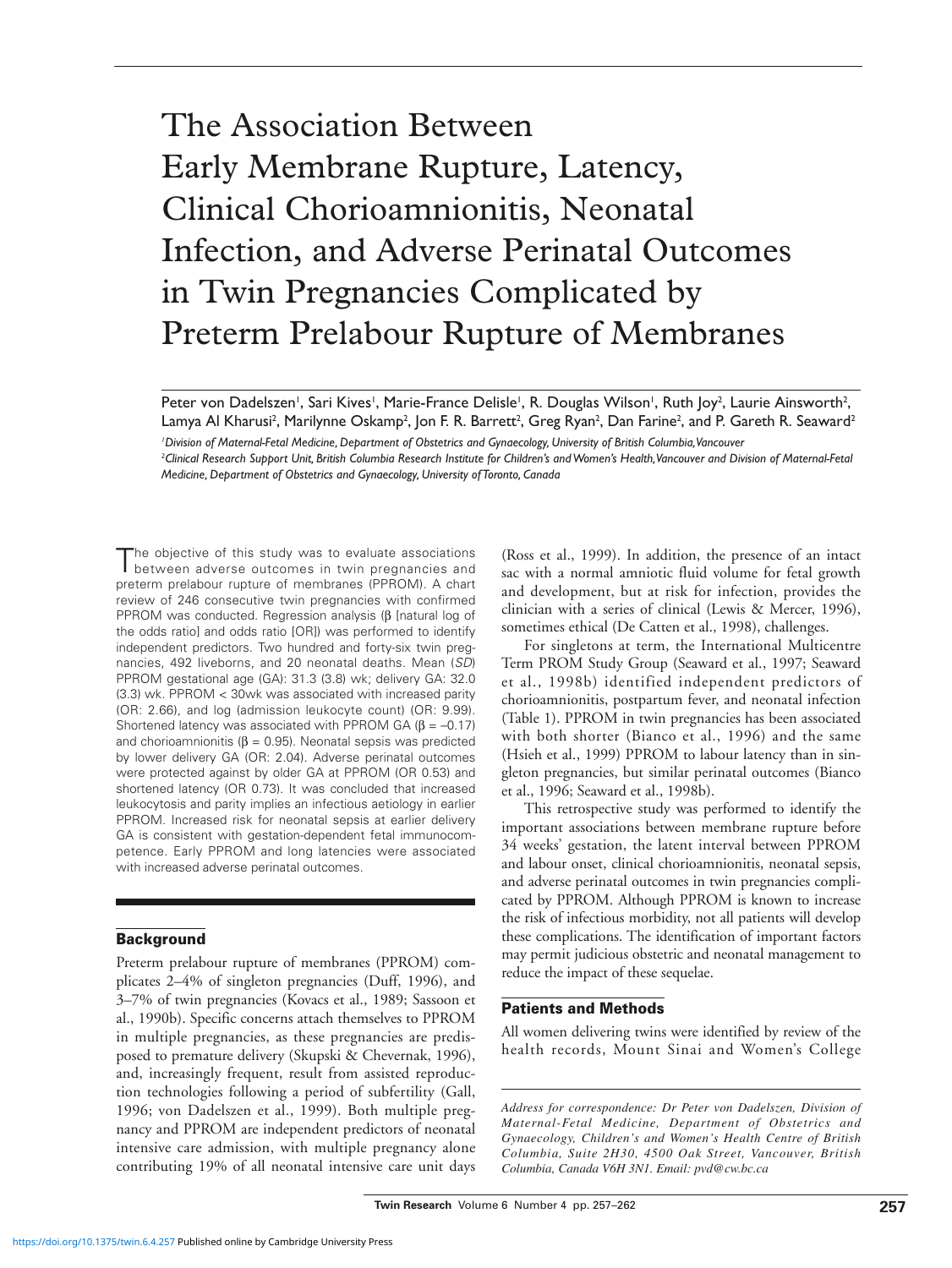# The Association Between Early Membrane Rupture, Latency, Clinical Chorioamnionitis, Neonatal Infection, and Adverse Perinatal Outcomes in Twin Pregnancies Complicated by Preterm Prelabour Rupture of Membranes

Peter von Dadelszen[1], Sari Kives[1], Marie-France Delisle[1], R. Douglas Wilson[1], Ruth Joy[2], Laurie Ainsworth[2], Lamya Al Kharusi[2], Marilynne Oskamp[2], Jon F. R. Barrett[2], Greg Ryan[2], Dan Farine[2], and P. Gareth R. Seaward[2]

[1] *Division of Maternal-Fetal Medicine, Department of Obstetrics and Gynaecology, University of British Columbia, Vancouver*

[2] *Clinical Research Support Unit, British Columbia Research Institute for Children's and Women's Health, Vancouver and Division of Maternal-Fetal Medicine, Department of Obstetrics and Gynaecology, University of Toronto, Canada*

The objective of this study was to evaluate associations between adverse outcomes in twin pregnancies and preterm prelabour rupture of membranes (PPROM). A chart review of 246 consecutive twin pregnancies with confirmed PPROM was conducted. Regression analysis (β [natural log of the odds ratio] and odds ratio [OR]) was performed to identify independent predictors. Two hundred and forty-six twin pregnancies, 492 liveborns, and 20 neonatal deaths. Mean (*SD*) PPROM gestational age (GA): 31.3 (3.8) wk; delivery GA: 32.0 (3.3) wk. PPROM < 30wk was associated with increased parity (OR: 2.66), and log (admission leukocyte count) (OR: 9.99). Shortened latency was associated with PPROM GA (β = –0.17) and chorioamnionitis (β = 0.95). Neonatal sepsis was predicted by lower delivery GA (OR: 2.04). Adverse perinatal outcomes were protected against by older GA at PPROM (OR 0.53) and shortened latency (OR 0.73). It was concluded that increased leukocytosis and parity implies an infectious aetiology in earlier PPROM. Increased risk for neonatal sepsis at earlier delivery GA is consistent with gestation-dependent fetal immunocompetence. Early PPROM and long latencies were associated with increased adverse perinatal outcomes.

## Background

Preterm prelabour rupture of membranes (PPROM) complicates 2–4% of singleton pregnancies (Duff, 1996), and 3–7% of twin pregnancies (Kovacs et al., 1989; Sassoon et al., 1990b). Specific concerns attach themselves to PPROM in multiple pregnancies, as these pregnancies are predisposed to premature delivery (Skupski & Chevernak, 1996), and, increasingly frequent, result from assisted reproduction technologies following a period of subfertility (Gall, 1996; von Dadelszen et al., 1999). Both multiple pregnancy and PPROM are independent predictors of neonatal intensive care admission, with multiple pregnancy alone contributing 19% of all neonatal intensive care unit days (Ross et al., 1999). In addition, the presence of an intact sac with a normal amniotic fluid volume for fetal growth and development, but at risk for infection, provides the clinician with a series of clinical (Lewis & Mercer, 1996), sometimes ethical (De Catten et al., 1998), challenges.

For singletons at term, the International Multicentre Term PROM Study Group (Seaward et al., 1997; Seaward et al., 1998b) identified independent predictors of chorioamnionitis, postpartum fever, and neonatal infection (Table 1). PPROM in twin pregnancies has been associated with both shorter (Bianco et al., 1996) and the same (Hsieh et al., 1999) PPROM to labour latency than in singleton pregnancies, but similar perinatal outcomes (Bianco et al., 1996; Seaward et al., 1998b).

This retrospective study was performed to identify the important associations between membrane rupture before 34 weeks' gestation, the latent interval between PPROM and labour onset, clinical chorioamnionitis, neonatal sepsis, and adverse perinatal outcomes in twin pregnancies complicated by PPROM. Although PPROM is known to increase the risk of infectious morbidity, not all patients will develop these complications. The identification of important factors may permit judicious obstetric and neonatal management to reduce the impact of these sequelae.

## Patients and Methods

All women delivering twins were identified by review of the health records, Mount Sinai and Women's College

*Address for correspondence: Dr Peter von Dadelszen, Division of Maternal-Fetal Medicine, Department of Obstetrics and Gynaecology, Children's and Women's Health Centre of British Columbia, Suite 2H30, 4500 Oak Street, Vancouver, British Columbia, Canada V6H 3N1. Email: pvd@cw.bc.ca*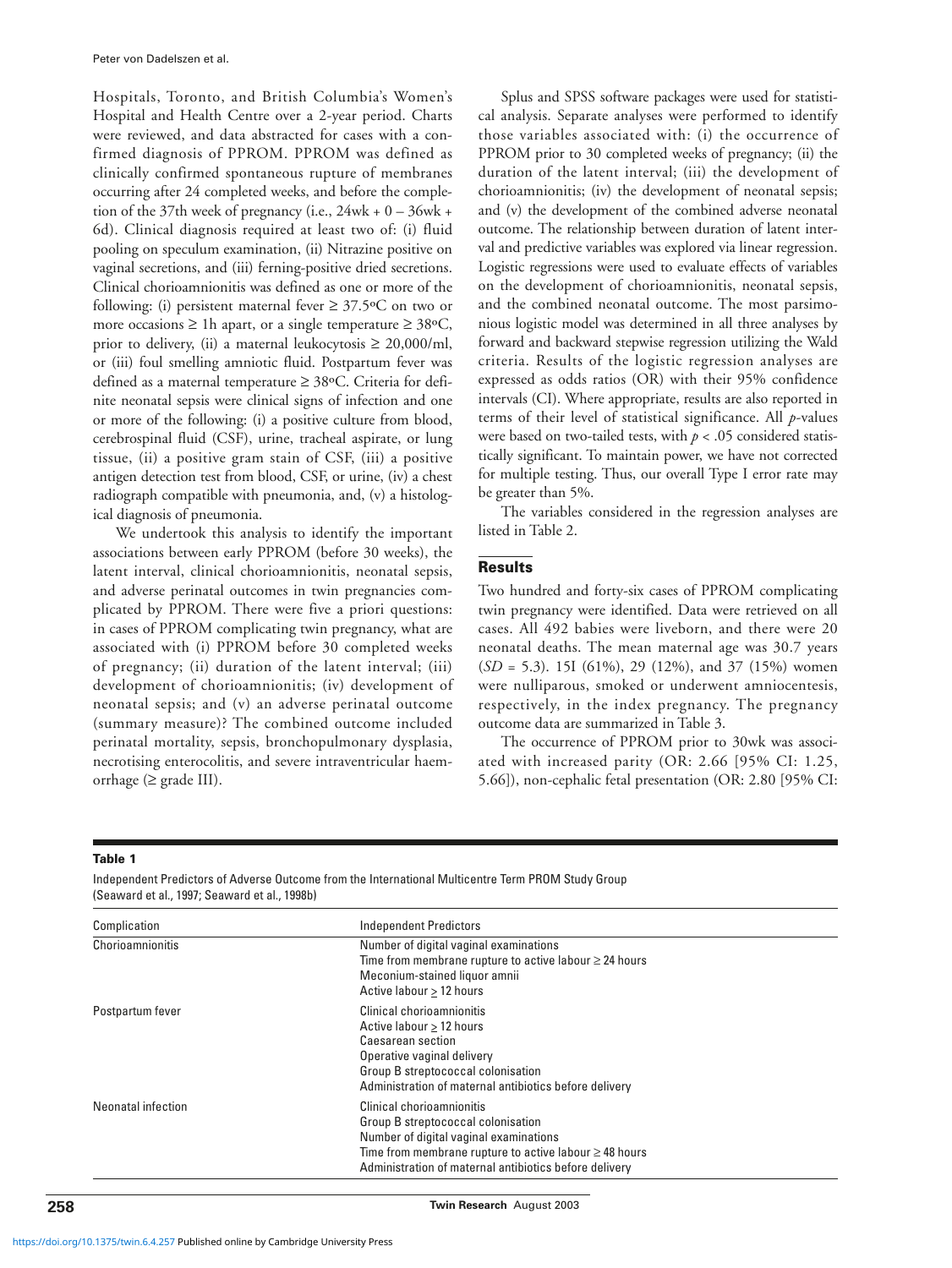Hospitals, Toronto, and British Columbia's Women's Hospital and Health Centre over a 2-year period. Charts were reviewed, and data abstracted for cases with a confirmed diagnosis of PPROM. PPROM was defined as clinically confirmed spontaneous rupture of membranes occurring after 24 completed weeks, and before the completion of the 37th week of pregnancy (i.e., 24wk + 0 – 36wk + 6d). Clinical diagnosis required at least two of: (i) fluid pooling on speculum examination, (ii) Nitrazine positive on vaginal secretions, and (iii) ferning-positive dried secretions. Clinical chorioamnionitis was defined as one or more of the following: (i) persistent maternal fever ≥ 37.5ºC on two or more occasions ≥ 1h apart, or a single temperature ≥ 38ºC, prior to delivery, (ii) a maternal leukocytosis ≥ 20,000/ml, or (iii) foul smelling amniotic fluid. Postpartum fever was defined as a maternal temperature ≥ 38ºC. Criteria for definite neonatal sepsis were clinical signs of infection and one or more of the following: (i) a positive culture from blood, cerebrospinal fluid (CSF), urine, tracheal aspirate, or lung tissue, (ii) a positive gram stain of CSF, (iii) a positive antigen detection test from blood, CSF, or urine, (iv) a chest radiograph compatible with pneumonia, and, (v) a histological diagnosis of pneumonia.

We undertook this analysis to identify the important associations between early PPROM (before 30 weeks), the latent interval, clinical chorioamnionitis, neonatal sepsis, and adverse perinatal outcomes in twin pregnancies complicated by PPROM. There were five a priori questions: in cases of PPROM complicating twin pregnancy, what are associated with (i) PPROM before 30 completed weeks of pregnancy; (ii) duration of the latent interval; (iii) development of chorioamnionitis; (iv) development of neonatal sepsis; and (v) an adverse perinatal outcome (summary measure)? The combined outcome included perinatal mortality, sepsis, bronchopulmonary dysplasia, necrotising enterocolitis, and severe intraventricular haemorrhage (≥ grade III).

Splus and SPSS software packages were used for statistical analysis. Separate analyses were performed to identify those variables associated with: (i) the occurrence of PPROM prior to 30 completed weeks of pregnancy; (ii) the duration of the latent interval; (iii) the development of chorioamnionitis; (iv) the development of neonatal sepsis; and (v) the development of the combined adverse neonatal outcome. The relationship between duration of latent interval and predictive variables was explored via linear regression. Logistic regressions were used to evaluate effects of variables on the development of chorioamnionitis, neonatal sepsis, and the combined neonatal outcome. The most parsimonious logistic model was determined in all three analyses by forward and backward stepwise regression utilizing the Wald criteria. Results of the logistic regression analyses are expressed as odds ratios (OR) with their 95% confidence intervals (CI). Where appropriate, results are also reported in terms of their level of statistical significance. All *p*-values were based on two-tailed tests, with $p < .05$ considered statistically significant. To maintain power, we have not corrected for multiple testing. Thus, our overall Type I error rate may be greater than 5%.

The variables considered in the regression analyses are listed in Table 2.

## Results

Two hundred and forty-six cases of PPROM complicating twin pregnancy were identified. Data were retrieved on all cases. All 492 babies were liveborn, and there were 20 neonatal deaths. The mean maternal age was 30.7 years (*SD* = 5.3). 15I (61%), 29 (12%), and 37 (15%) women were nulliparous, smoked or underwent amniocentesis, respectively, in the index pregnancy. The pregnancy outcome data are summarized in Table 3.

The occurrence of PPROM prior to 30wk was associated with increased parity (OR: 2.66 [95% CI: 1.25, 5.66]), non-cephalic fetal presentation (OR: 2.80 [95% CI:

**Table 1**

Independent Predictors of Adverse Outcome from the International Multicentre Term PROM Study Group (Seaward et al., 1997; Seaward et al., 1998b)

| Complication | Independent Predictors |
|---|---|
| Chorioamnionitis | Number of digital vaginal examinations<br>Time from membrane rupture to active labour ≥ 24 hours<br>Meconium-stained liquor amnii<br>Active labour > 12 hours |
| Postpartum fever | Clinical chorioamnionitis<br>Active labour > 12 hours<br>Caesarean section<br>Operative vaginal delivery<br>Group B streptococcal colonisation<br>Administration of maternal antibiotics before delivery |
| Neonatal infection | Clinical chorioamnionitis<br>Group B streptococcal colonisation<br>Number of digital vaginal examinations<br>Time from membrane rupture to active labour ≥ 48 hours<br>Administration of maternal antibiotics before delivery |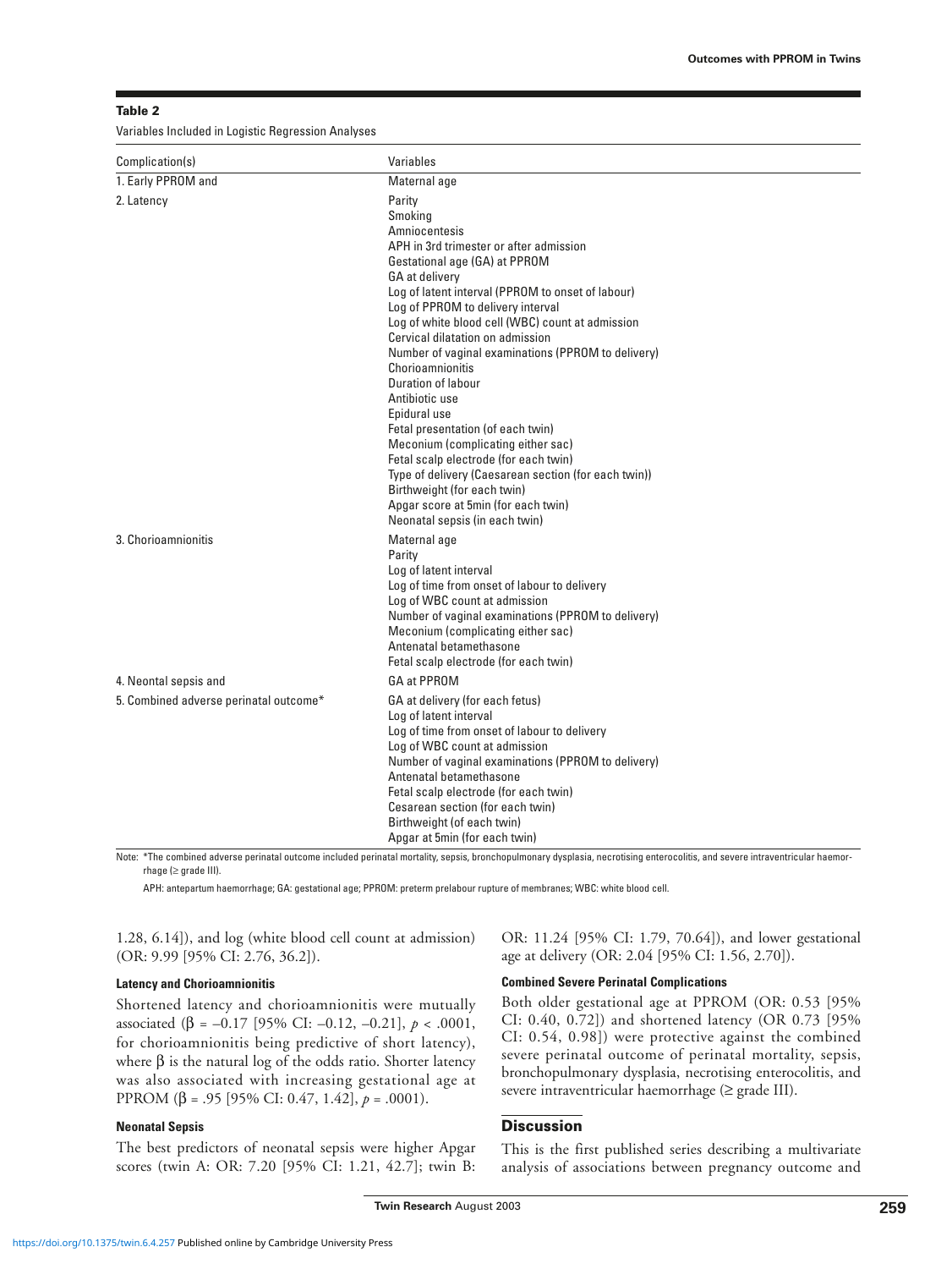**Table 2**

Variables Included in Logistic Regression Analyses

| Complication(s) | Variables |
|---|---|
| 1. Early PPROM and | Maternal age |
| 2. Latency | Parity<br>Smoking<br>Amniocentesis<br>APH in 3rd trimester or after admission<br>Gestational age (GA) at PPROM<br>GA at delivery<br>Log of latent interval (PPROM to onset of labour)<br>Log of PPROM to delivery interval<br>Log of white blood cell (WBC) count at admission<br>Cervical dilatation on admission<br>Number of vaginal examinations (PPROM to delivery)<br>Chorioamnionitis<br>Duration of labour<br>Antibiotic use<br>Epidural use<br>Fetal presentation (of each twin)<br>Meconium (complicating either sac)<br>Fetal scalp electrode (for each twin)<br>Type of delivery (Caesarean section (for each twin))<br>Birthweight (for each twin)<br>Apgar score at 5min (for each twin)<br>Neonatal sepsis (in each twin) |
| 3. Chorioamnionitis | Maternal age<br>Parity<br>Log of latent interval<br>Log of time from onset of labour to delivery<br>Log of WBC count at admission<br>Number of vaginal examinations (PPROM to delivery)<br>Meconium (complicating either sac)<br>Antenatal betamethasone<br>Fetal scalp electrode (for each twin) |
| 4. Neontal sepsis and | GA at PPROM |
| 5. Combined adverse perinatal outcome* | GA at delivery (for each fetus)<br>Log of latent interval<br>Log of time from onset of labour to delivery<br>Log of WBC count at admission<br>Number of vaginal examinations (PPROM to delivery)<br>Antenatal betamethasone<br>Fetal scalp electrode (for each twin)<br>Cesarean section (for each twin)<br>Birthweight (of each twin)<br>Apgar at 5min (for each twin) |

Note: *The combined adverse perinatal outcome included perinatal mortality, sepsis, bronchopulmonary dysplasia, necrotising enterocolitis, and severe intraventricular haemorrhage (≥ grade III).

APH: antepartum haemorrhage; GA: gestational age; PPROM: preterm prelabour rupture of membranes; WBC: white blood cell.

1.28, 6.14]), and log (white blood cell count at admission) (OR: 9.99 [95% CI: 2.76, 36.2]).

#### Latency and Chorioamnionitis

Shortened latency and chorioamnionitis were mutually associated ($\beta$ = –0.17 [95% CI: –0.12, –0.21], $p < .0001$, for chorioamnionitis being predictive of short latency), where $\beta$ is the natural log of the odds ratio. Shorter latency was also associated with increasing gestational age at PPROM ($\beta$ = .95 [95% CI: 0.47, 1.42], $p = .0001$).

#### Neonatal Sepsis

The best predictors of neonatal sepsis were higher Apgar scores (twin A: OR: 7.20 [95% CI: 1.21, 42.7]; twin B: OR: 11.24 [95% CI: 1.79, 70.64]), and lower gestational age at delivery (OR: 2.04 [95% CI: 1.56, 2.70]).

#### Combined Severe Perinatal Complications

Both older gestational age at PPROM (OR: 0.53 [95% CI: 0.40, 0.72]) and shortened latency (OR 0.73 [95% CI: 0.54, 0.98]) were protective against the combined severe perinatal outcome of perinatal mortality, sepsis, bronchopulmonary dysplasia, necrotising enterocolitis, and severe intraventricular haemorrhage (≥ grade III).

## Discussion

This is the first published series describing a multivariate analysis of associations between pregnancy outcome and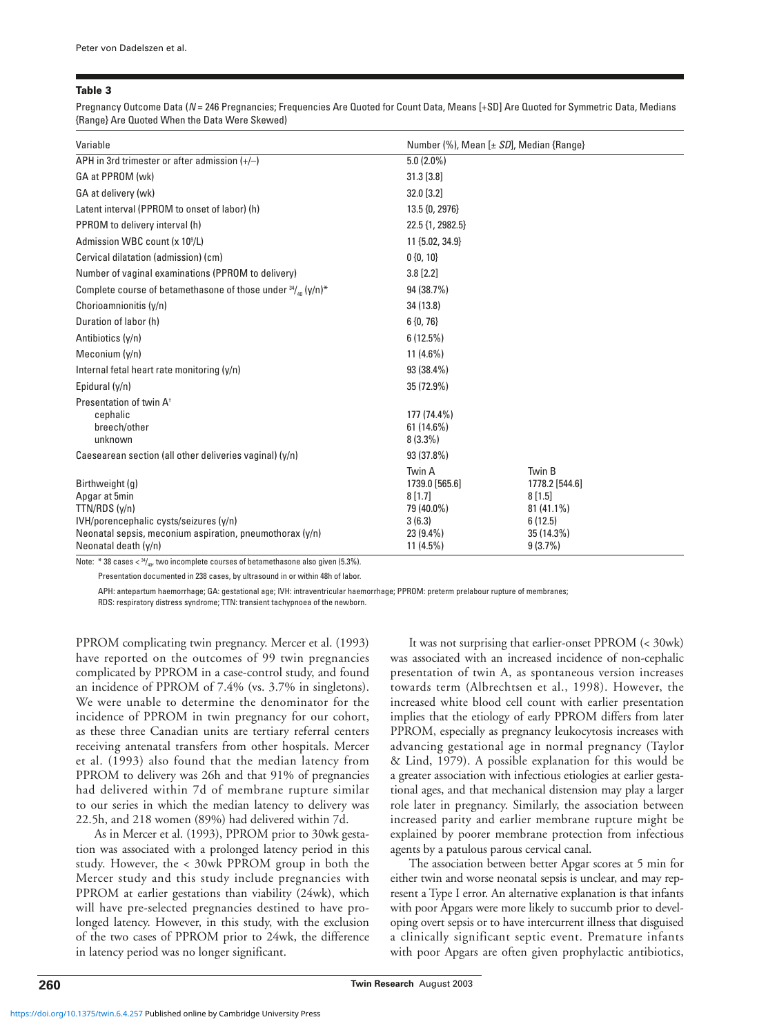**Table 3**

Pregnancy Outcome Data (*N* = 246 Pregnancies; Frequencies Are Quoted for Count Data, Means [+SD] Are Quoted for Symmetric Data, Medians {Range} Are Quoted When the Data Were Skewed)

| Variable | Number (%), Mean [± *SD*], Median {Range} | |
|---|---|---|
| APH in 3rd trimester or after admission (+/–) | 5.0 (2.0%) | |
| GA at PPROM (wk) | 31.3 [3.8] | |
| GA at delivery (wk) | 32.0 [3.2] | |
| Latent interval (PPROM to onset of labor) (h) | 13.5 {0, 2976} | |
| PPROM to delivery interval (h) | 22.5 {1, 2982.5} | |
| Admission WBC count (x $10^9$/L) | 11 {5.02, 34.9} | |
| Cervical dilatation (admission) (cm) | 0 {0, 10} | |
| Number of vaginal examinations (PPROM to delivery) | 3.8 [2.2] | |
| Complete course of betamethasone of those under $^{34}/_{40}$ (y/n)* | 94 (38.7%) | |
| Chorioamnionitis (y/n) | 34 (13.8) | |
| Duration of labor (h) | 6 {0, 76} | |
| Antibiotics (y/n) | 6 (12.5%) | |
| Meconium (y/n) | 11 (4.6%) | |
| Internal fetal heart rate monitoring (y/n) | 93 (38.4%) | |
| Epidural (y/n) | 35 (72.9%) | |
| Presentation of twin A† | | |
| cephalic | 177 (74.4%) | |
| breech/other | 61 (14.6%) | |
| unknown | 8 (3.3%) | |
| Caesearean section (all other deliveries vaginal) (y/n) | 93 (37.8%) | |
| | Twin A | Twin B |
| Birthweight (g) | 1739.0 [565.6] | 1778.2 [544.6] |
| Apgar at 5min | 8 [1.7] | 8 [1.5] |
| TTN/RDS (y/n) | 79 (40.0%) | 81 (41.1%) |
| IVH/porencephalic cysts/seizures (y/n) | 3 (6.3) | 6 (12.5) |
| Neonatal sepsis, meconium aspiration, pneumothorax (y/n) | 23 (9.4%) | 35 (14.3%) |
| Neonatal death (y/n) | 11 (4.5%) | 9 (3.7%) |

Note: * 38 cases < $^{34}/_{40}$, two incomplete courses of betamethasone also given (5.3%).

† Presentation documented in 238 cases, by ultrasound in or within 48h of labor.

APH: antepartum haemorrhage; GA: gestational age; IVH: intraventricular haemorrhage; PPROM: preterm prelabour rupture of membranes; RDS: respiratory distress syndrome; TTN: transient tachypnoea of the newborn.

PPROM complicating twin pregnancy. Mercer et al. (1993) have reported on the outcomes of 99 twin pregnancies complicated by PPROM in a case-control study, and found an incidence of PPROM of 7.4% (vs. 3.7% in singletons). We were unable to determine the denominator for the incidence of PPROM in twin pregnancy for our cohort, as these three Canadian units are tertiary referral centers receiving antenatal transfers from other hospitals. Mercer et al. (1993) also found that the median latency from PPROM to delivery was 26h and that 91% of pregnancies had delivered within 7d of membrane rupture similar to our series in which the median latency to delivery was 22.5h, and 218 women (89%) had delivered within 7d.

As in Mercer et al. (1993), PPROM prior to 30wk gestation was associated with a prolonged latency period in this study. However, the < 30wk PPROM group in both the Mercer study and this study include pregnancies with PPROM at earlier gestations than viability (24wk), which will have pre-selected pregnancies destined to have prolonged latency. However, in this study, with the exclusion of the two cases of PPROM prior to 24wk, the difference in latency period was no longer significant.

It was not surprising that earlier-onset PPROM (< 30wk) was associated with an increased incidence of non-cephalic presentation of twin A, as spontaneous version increases towards term (Albrechtsen et al., 1998). However, the increased white blood cell count with earlier presentation implies that the etiology of early PPROM differs from later PPROM, especially as pregnancy leukocytosis increases with advancing gestational age in normal pregnancy (Taylor & Lind, 1979). A possible explanation for this would be a greater association with infectious etiologies at earlier gestational ages, and that mechanical distension may play a larger role later in pregnancy. Similarly, the association between increased parity and earlier membrane rupture might be explained by poorer membrane protection from infectious agents by a patulous parous cervical canal.

The association between better Apgar scores at 5 min for either twin and worse neonatal sepsis is unclear, and may represent a Type I error. An alternative explanation is that infants with poor Apgars were more likely to succumb prior to developing overt sepsis or to have intercurrent illness that disguised a clinically significant septic event. Premature infants with poor Apgars are often given prophylactic antibiotics,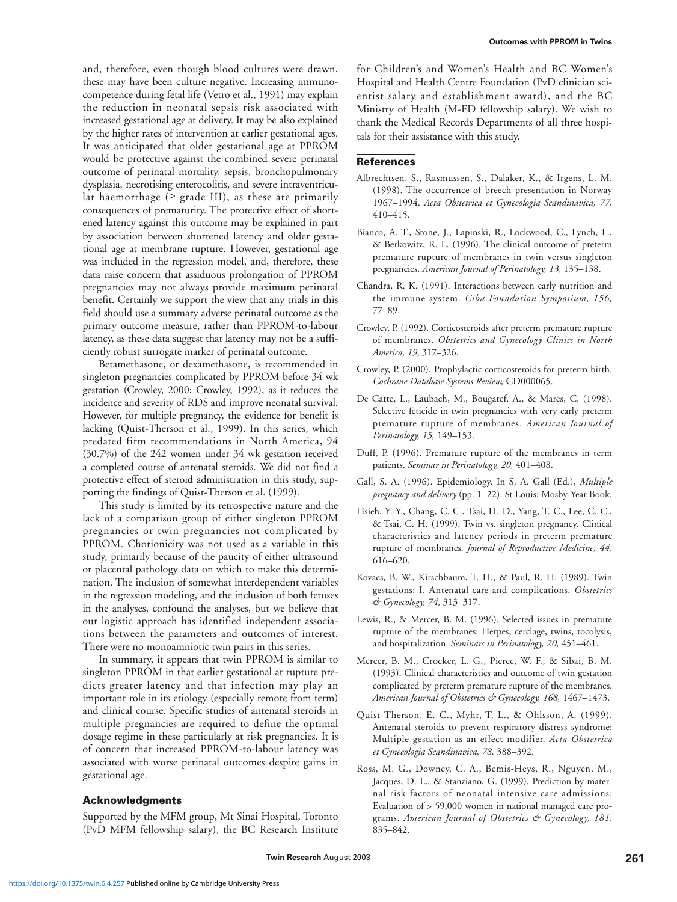and, therefore, even though blood cultures were drawn, these may have been culture negative. Increasing immunocompetence during fetal life (Vetro et al., 1991) may explain the reduction in neonatal sepsis risk associated with increased gestational age at delivery. It may be also explained by the higher rates of intervention at earlier gestational ages. It was anticipated that older gestational age at PPROM would be protective against the combined severe perinatal outcome of perinatal mortality, sepsis, bronchopulmonary dysplasia, necrotising enterocolitis, and severe intraventricular haemorrhage (≥ grade III), as these are primarily consequences of prematurity. The protective effect of shortened latency against this outcome may be explained in part by association between shortened latency and older gestational age at membrane rupture. However, gestational age was included in the regression model, and, therefore, these data raise concern that assiduous prolongation of PPROM pregnancies may not always provide maximum perinatal benefit. Certainly we support the view that any trials in this field should use a summary adverse perinatal outcome as the primary outcome measure, rather than PPROM-to-labour latency, as these data suggest that latency may not be a sufficiently robust surrogate marker of perinatal outcome.

Betamethasone, or dexamethasone, is recommended in singleton pregnancies complicated by PPROM before 34 wk gestation (Crowley, 2000; Crowley, 1992), as it reduces the incidence and severity of RDS and improve neonatal survival. However, for multiple pregnancy, the evidence for benefit is lacking (Quist-Therson et al., 1999). In this series, which predated firm recommendations in North America, 94 (30.7%) of the 242 women under 34 wk gestation received a completed course of antenatal steroids. We did not find a protective effect of steroid administration in this study, supporting the findings of Quist-Therson et al. (1999).

This study is limited by its retrospective nature and the lack of a comparison group of either singleton PPROM pregnancies or twin pregnancies not complicated by PPROM. Chorionicity was not used as a variable in this study, primarily because of the paucity of either ultrasound or placental pathology data on which to make this determination. The inclusion of somewhat interdependent variables in the regression modeling, and the inclusion of both fetuses in the analyses, confound the analyses, but we believe that our logistic approach has identified independent associations between the parameters and outcomes of interest. There were no monoamniotic twin pairs in this series.

In summary, it appears that twin PPROM is similar to singleton PPROM in that earlier gestational at rupture predicts greater latency and that infection may play an important role in its etiology (especially remote from term) and clinical course. Specific studies of antenatal steroids in multiple pregnancies are required to define the optimal dosage regime in these particularly at risk pregnancies. It is of concern that increased PPROM-to-labour latency was associated with worse perinatal outcomes despite gains in gestational age.

## Acknowledgments

Supported by the MFM group, Mt Sinai Hospital, Toronto (PvD MFM fellowship salary), the BC Research Institute for Children's and Women's Health and BC Women's Hospital and Health Centre Foundation (PvD clinician scientist salary and establishment award), and the BC Ministry of Health (M-FD fellowship salary). We wish to thank the Medical Records Departments of all three hospitals for their assistance with this study.

## References

Albrechtsen, S., Rasmussen, S., Dalaker, K., & Irgens, L. M. (1998). The occurrence of breech presentation in Norway 1967–1994. *Acta Obstetrica et Gynecologia Scandinavica, 77,* 410–415.

Bianco, A. T., Stone, J., Lapinski, R., Lockwood, C., Lynch, L., & Berkowitz, R. L. (1996). The clinical outcome of preterm premature rupture of membranes in twin versus singleton pregnancies. *American Journal of Perinatology, 13,* 135–138.

Chandra, R. K. (1991). Interactions between early nutrition and the immune system. *Ciba Foundation Symposium, 156,* 77–89.

Crowley, P. (1992). Corticosteroids after preterm premature rupture of membranes. *Obstetrics and Gynecology Clinics in North America, 19*, 317–326.

Crowley, P. (2000). Prophylactic corticosteroids for preterm birth. *Cochrane Database Systems Review,* CD000065.

De Catte, L., Laubach, M., Bougatef, A., & Mares, C. (1998). Selective feticide in twin pregnancies with very early preterm premature rupture of membranes. *American Journal of Perinatology, 15,* 149–153.

Duff, P. (1996). Premature rupture of the membranes in term patients. *Seminar in Perinatology, 20,* 401–408.

Gall, S. A. (1996). Epidemiology. In S. A. Gall (Ed.), *Multiple pregnancy and delivery* (pp. 1–22). St Louis: Mosby-Year Book.

Hsieh, Y. Y., Chang, C. C., Tsai, H. D., Yang, T. C., Lee, C. C., & Tsai, C. H. (1999). Twin vs. singleton pregnancy. Clinical characteristics and latency periods in preterm premature rupture of membranes. *Journal of Reproductive Medicine, 44,* 616–620.

Kovacs, B. W., Kirschbaum, T. H., & Paul, R. H. (1989). Twin gestations: I. Antenatal care and complications. *Obstetrics & Gynecology, 74,* 313–317.

Lewis, R., & Mercer, B. M. (1996). Selected issues in premature rupture of the membranes: Herpes, cerclage, twins, tocolysis, and hospitalization. *Seminars in Perinatology, 20,* 451–461.

Mercer, B. M., Crocker, L. G., Pierce, W. F., & Sibai, B. M. (1993). Clinical characteristics and outcome of twin gestation complicated by preterm premature rupture of the membranes. *American Journal of Obstetrics & Gynecology, 168,* 1467–1473.

Quist-Therson, E. C., Myhr, T. L., & Ohlsson, A. (1999). Antenatal steroids to prevent respiratory distress syndrome: Multiple gestation as an effect modifier. *Acta Obstetrica et Gynecologia Scandinavica, 78,* 388–392.

Ross, M. G., Downey, C. A., Bemis-Heys, R., Nguyen, M., Jacques, D. L., & Stanziano, G. (1999). Prediction by maternal risk factors of neonatal intensive care admissions: Evaluation of > 59,000 women in national managed care programs. *American Journal of Obstetrics & Gynecology, 181,* 835–842.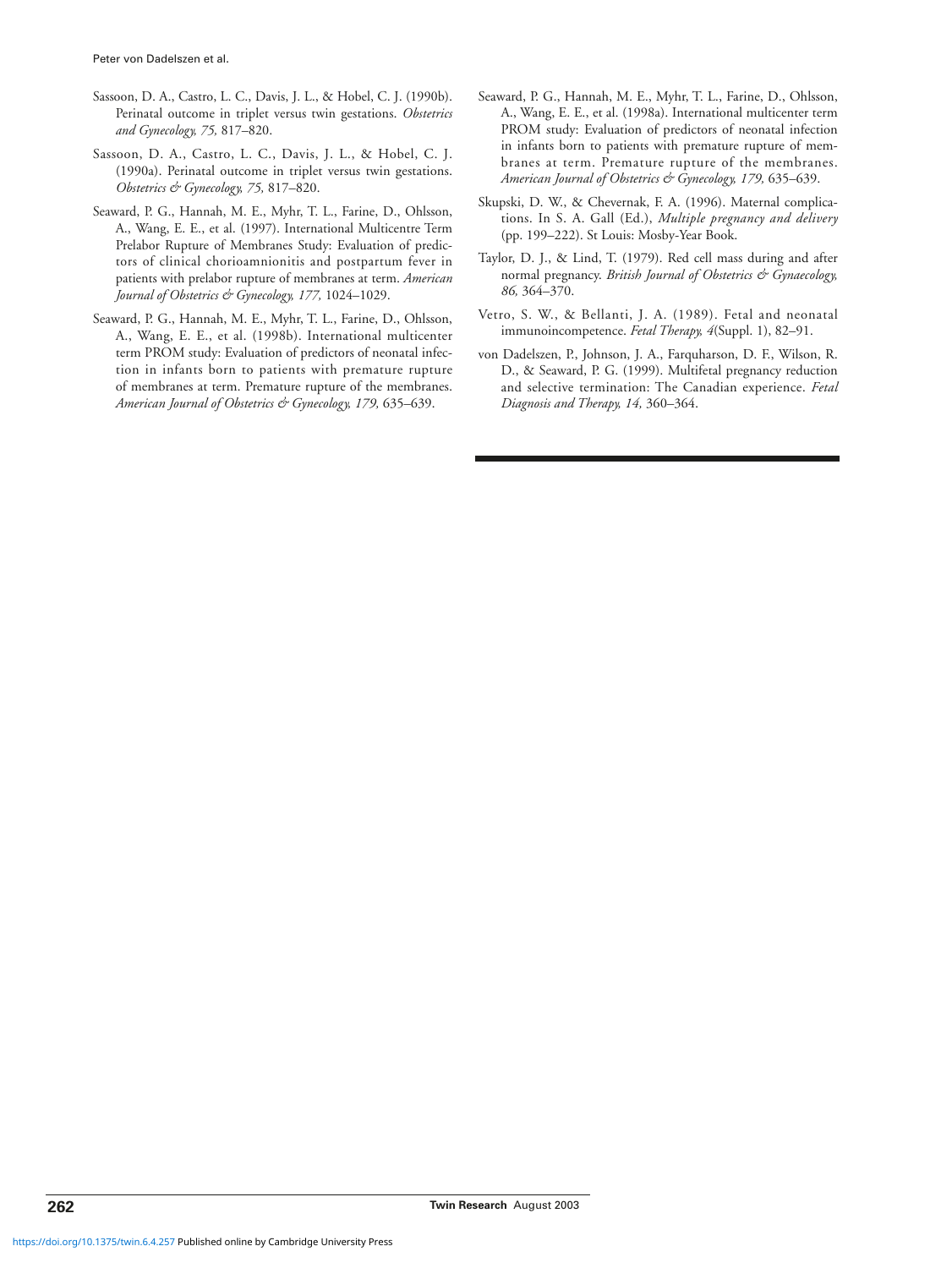Sassoon, D. A., Castro, L. C., Davis, J. L., & Hobel, C. J. (1990b). Perinatal outcome in triplet versus twin gestations. *Obstetrics and Gynecology, 75,* 817–820.

Sassoon, D. A., Castro, L. C., Davis, J. L., & Hobel, C. J. (1990a). Perinatal outcome in triplet versus twin gestations. *Obstetrics & Gynecology, 75,* 817–820.

Seaward, P. G., Hannah, M. E., Myhr, T. L., Farine, D., Ohlsson, A., Wang, E. E., et al. (1997). International Multicentre Term Prelabor Rupture of Membranes Study: Evaluation of predictors of clinical chorioamnionitis and postpartum fever in patients with prelabor rupture of membranes at term. *American Journal of Obstetrics & Gynecology, 177,* 1024–1029.

Seaward, P. G., Hannah, M. E., Myhr, T. L., Farine, D., Ohlsson, A., Wang, E. E., et al. (1998b). International multicenter term PROM study: Evaluation of predictors of neonatal infection in infants born to patients with premature rupture of membranes at term. Premature rupture of the membranes. *American Journal of Obstetrics & Gynecology, 179,* 635–639.

Seaward, P. G., Hannah, M. E., Myhr, T. L., Farine, D., Ohlsson, A., Wang, E. E., et al. (1998a). International multicenter term PROM study: Evaluation of predictors of neonatal infection in infants born to patients with premature rupture of membranes at term. Premature rupture of the membranes. *American Journal of Obstetrics & Gynecology, 179,* 635–639.

Skupski, D. W., & Chevernak, F. A. (1996). Maternal complications. In S. A. Gall (Ed.), *Multiple pregnancy and delivery* (pp. 199–222). St Louis: Mosby-Year Book.

Taylor, D. J., & Lind, T. (1979). Red cell mass during and after normal pregnancy. *British Journal of Obstetrics & Gynaecology, 86,* 364–370.

Vetro, S. W., & Bellanti, J. A. (1989). Fetal and neonatal immunoincompetence. *Fetal Therapy, 4*(Suppl. 1), 82–91.

von Dadelszen, P., Johnson, J. A., Farquharson, D. F., Wilson, R. D., & Seaward, P. G. (1999). Multifetal pregnancy reduction and selective termination: The Canadian experience. *Fetal Diagnosis and Therapy, 14,* 360–364.